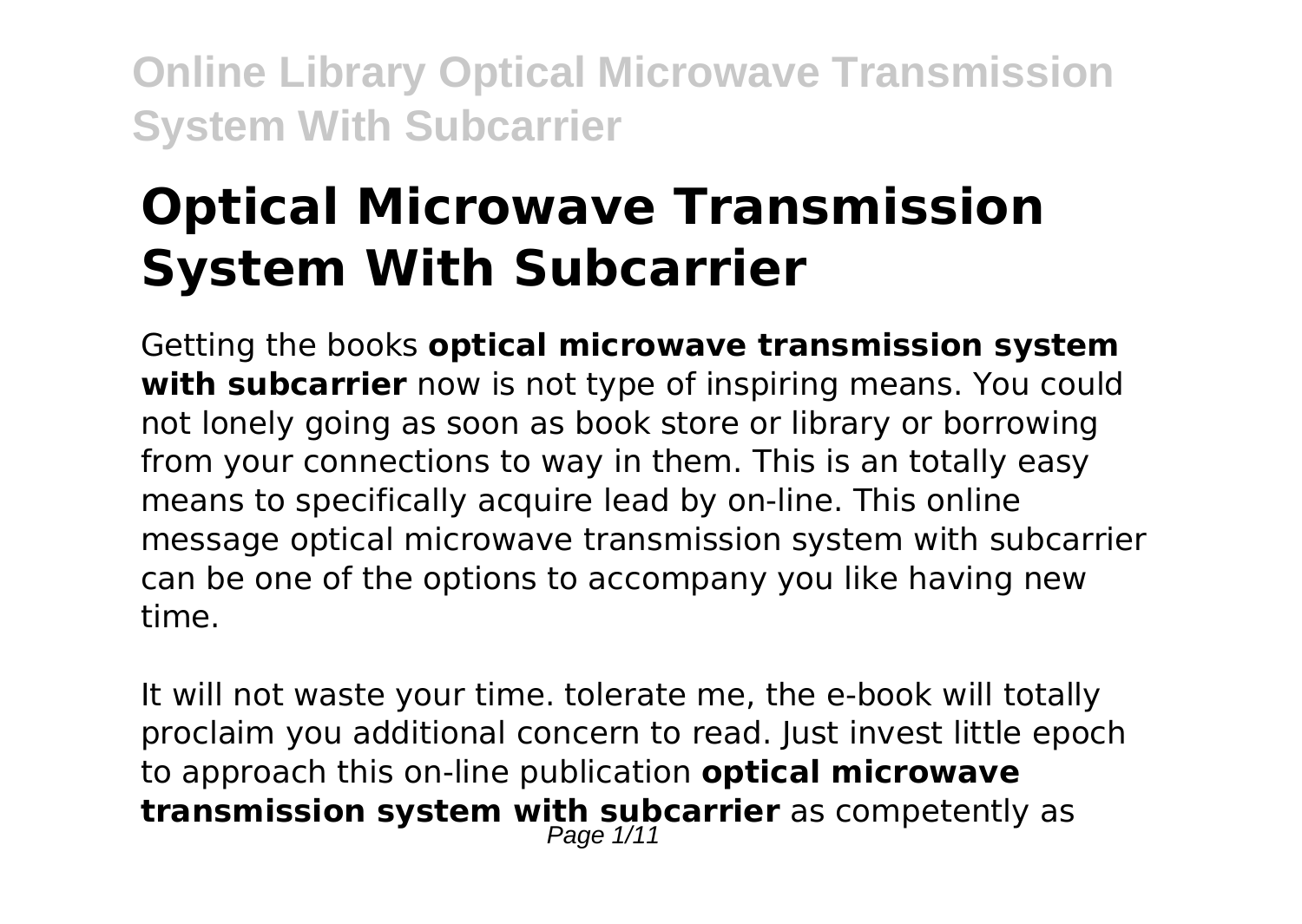# Optical Microwave Transmission System With Subcarrier

Getting the books **optical microwave transmission system with subcarrier** now is not type of inspiring means. You could not lonely going as soon as book store or library or borrowing from your connections to way in them. This is an totally easy means to specifically acquire lead by on-line. This online message optical microwave transmission system with subcarrier can be one of the options to accompany you like having new time.

It will not waste your time. tolerate me, the e-book will totally proclaim you additional concern to read. Just invest little epoch to approach this on-line publication **optical microwave transmission system with subcarrier** as competently as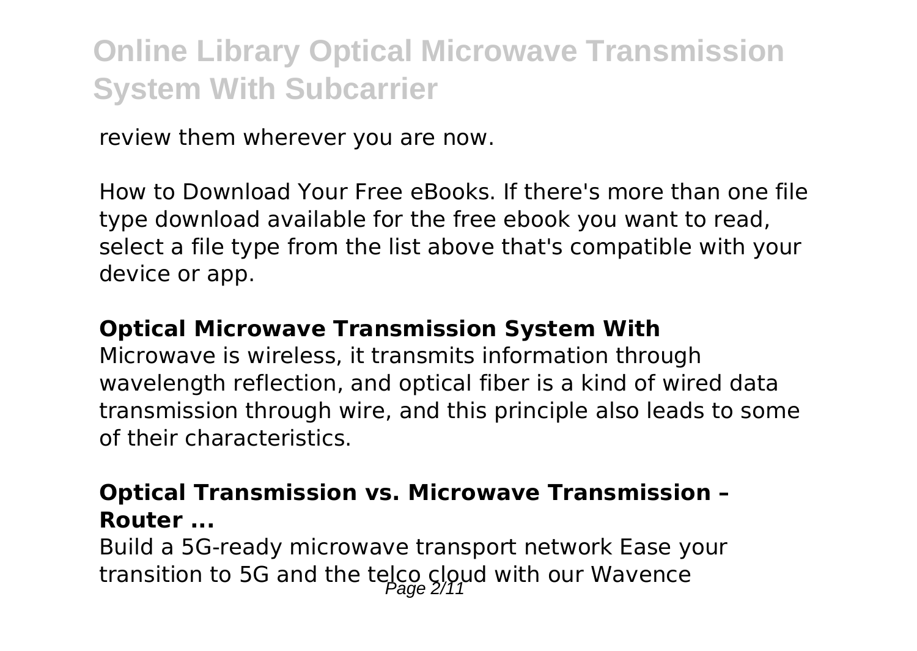review them wherever you are now.

How to Download Your Free eBooks. If there's more than one file type download available for the free ebook you want to read, select a file type from the list above that's compatible with your device or app.

### **Optical Microwave Transmission System With**

Microwave is wireless, it transmits information through wavelength reflection, and optical fiber is a kind of wired data transmission through wire, and this principle also leads to some of their characteristics.

### **Optical Transmission vs. Microwave Transmission – Router ...**

Build a 5G-ready microwave transport network Ease your transition to 5G and the telco cloud with our Wavence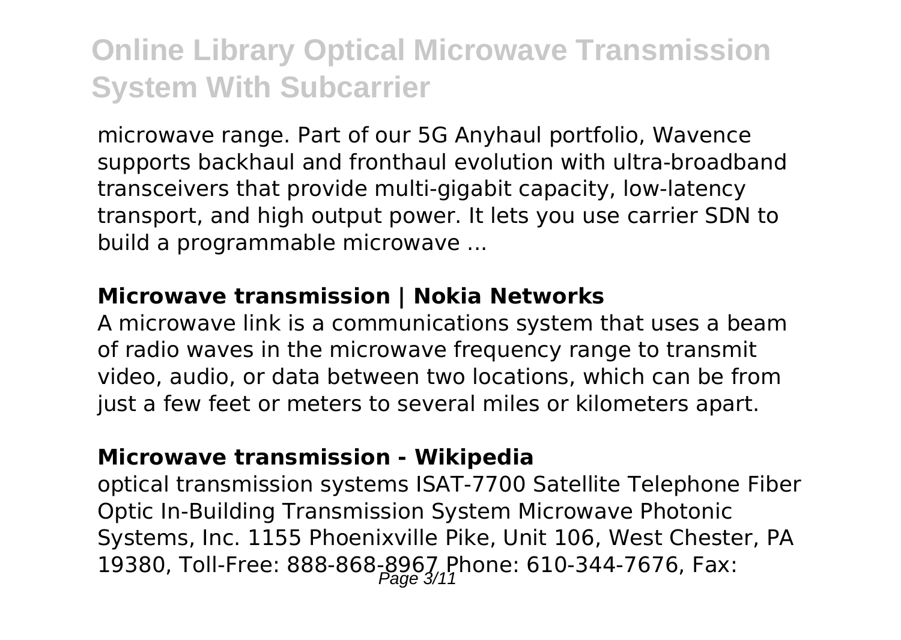microwave range. Part of our 5G Anyhaul portfolio, Wavence supports backhaul and fronthaul evolution with ultra-broadband transceivers that provide multi-gigabit capacity, low-latency transport, and high output power. It lets you use carrier SDN to build a programmable microwave ...

### Microwave transmission | Nokia Networks

A microwave link is a communications system that uses a beam of radio waves in the microwave frequency range to transmit video, audio, or data between two locations, which can be from just a few feet or meters to several miles or kilometers apart.

### Microwave transmission - Wikipedia

optical transmission systems ISAT-7700 Satellite Telephone Fiber Optic In-Building Transmission System Microwave Photonic Systems, Inc. 1155 Phoenixville Pike, Unit 106, West Chester, PA 19380, Toll-Free: 888-868-8967 Phone: 610-344-7676, Fax: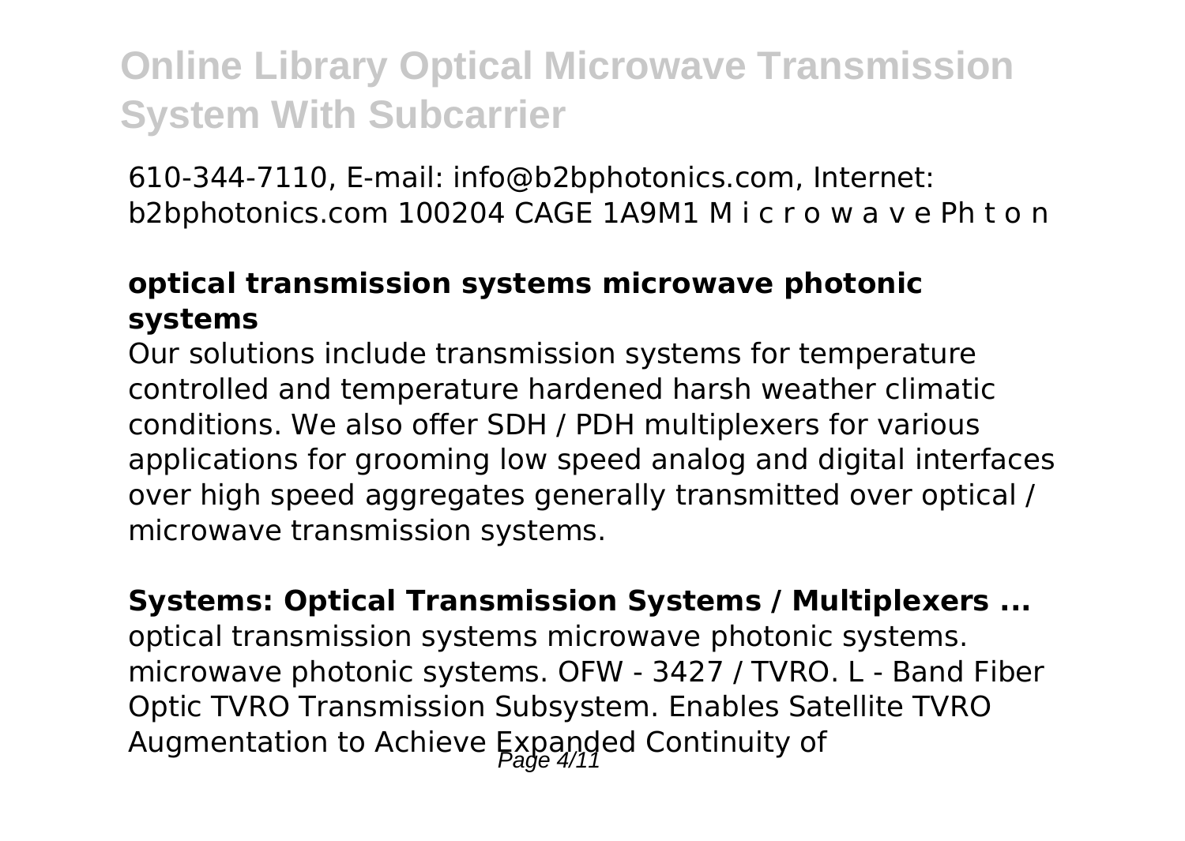610-344-7110, E-mail: info@b2bphotonics.com, Internet: b2bphotonics.com 100204 CAGE 1A9M1 M i c r o w a v e Ph t o n

## optical transmission systems microwave photonic systems

Our solutions include transmission systems for temperature controlled and temperature hardened harsh weather climatic conditions. We also offer SDH / PDH multiplexers for various applications for grooming low speed analog and digital interfaces over high speed aggregates generally transmitted over optical / microwave transmission systems.

## Systems: Optical Transmission Systems / Multiplexers ...

optical transmission systems microwave photonic systems. microwave photonic systems. OFW - 3427 / TVRO. L - Band Fiber Optic TVRO Transmission Subsystem. Enables Satellite TVRO Augmentation to Achieve Expanded Continuity of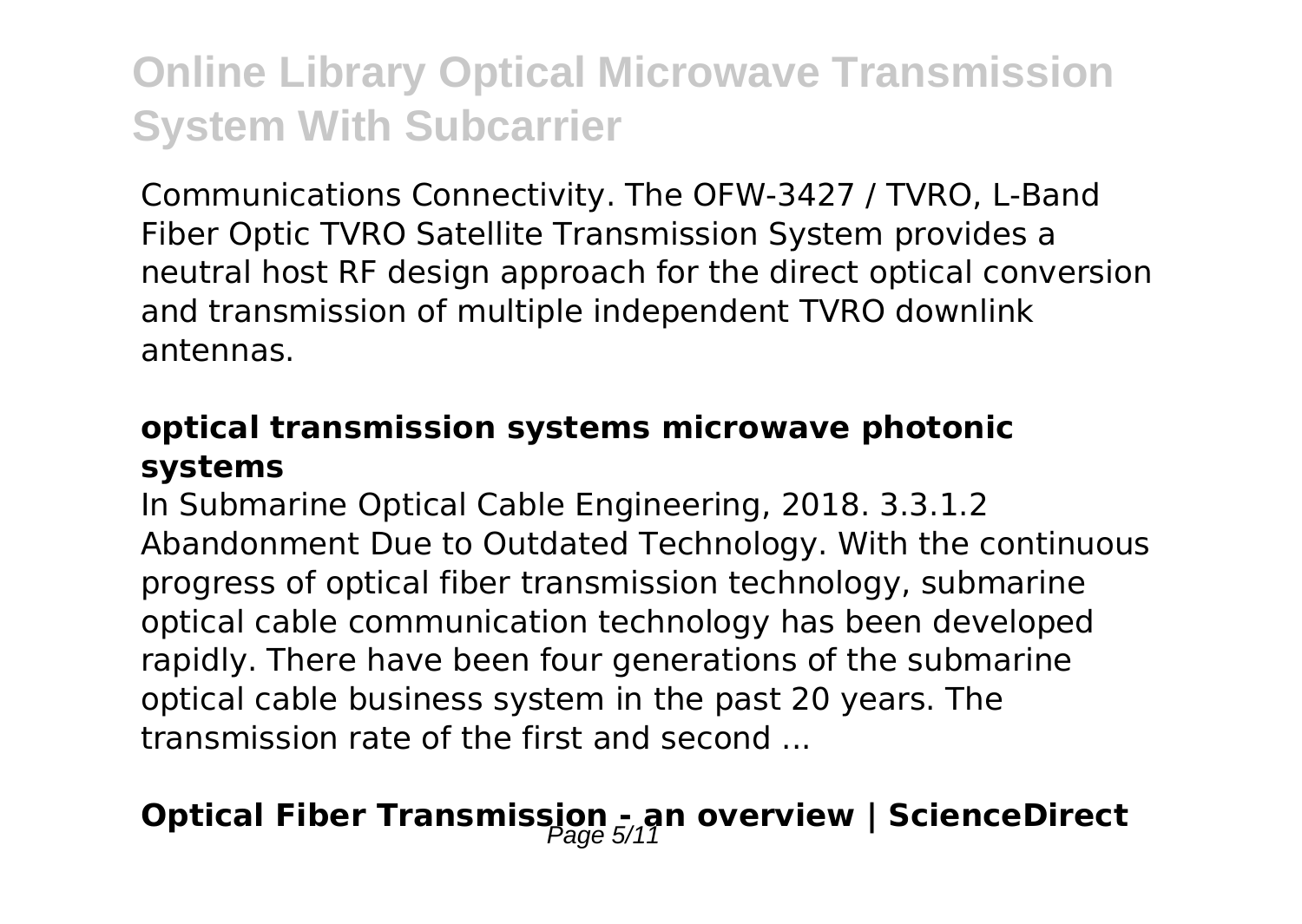Communications Connectivity. The OFW-3427 / TVRO, L-Band Fiber Optic TVRO Satellite Transmission System provides a neutral host RF design approach for the direct optical conversion and transmission of multiple independent TVRO downlink antennas.

### optical transmission systems microwave photonic systems

In Submarine Optical Cable Engineering, 2018. 3.3.1.2 Abandonment Due to Outdated Technology. With the continuous progress of optical fiber transmission technology, submarine optical cable communication technology has been developed rapidly. There have been four generations of the submarine optical cable business system in the past 20 years. The transmission rate of the first and second ...

## Optical Fiber Transmission - an overview | ScienceDirect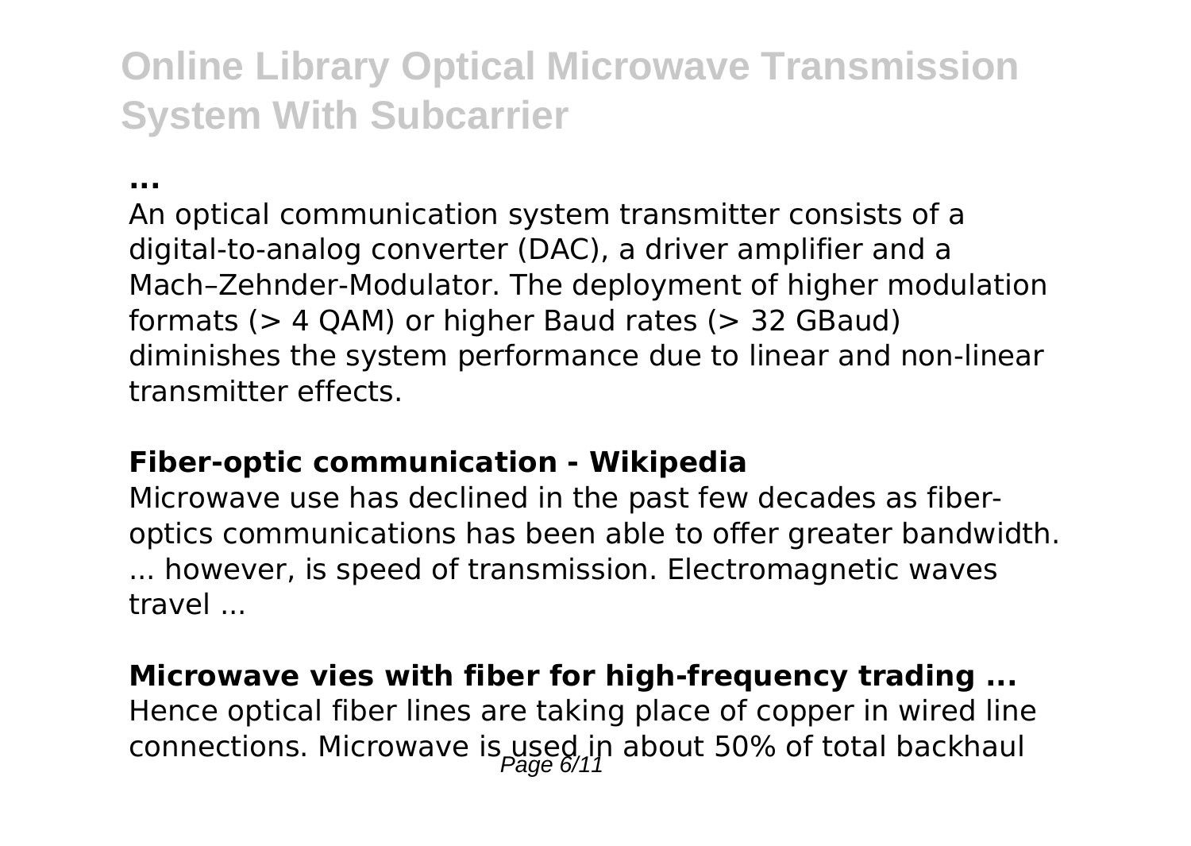**...**

An optical communication system transmitter consists of a digital-to-analog converter (DAC), a driver amplifier and a Mach–Zehnder-Modulator. The deployment of higher modulation formats (> 4 QAM) or higher Baud rates (> 32 GBaud) diminishes the system performance due to linear and non-linear transmitter effects.

**Fiber-optic communication - Wikipedia**

Microwave use has declined in the past few decades as fiber-optics communications has been able to offer greater bandwidth. ... however, is speed of transmission. Electromagnetic waves travel ...

**Microwave vies with fiber for high-frequency trading ...**

Hence optical fiber lines are taking place of copper in wired line connections. Microwave is used in about 50% of total backhaul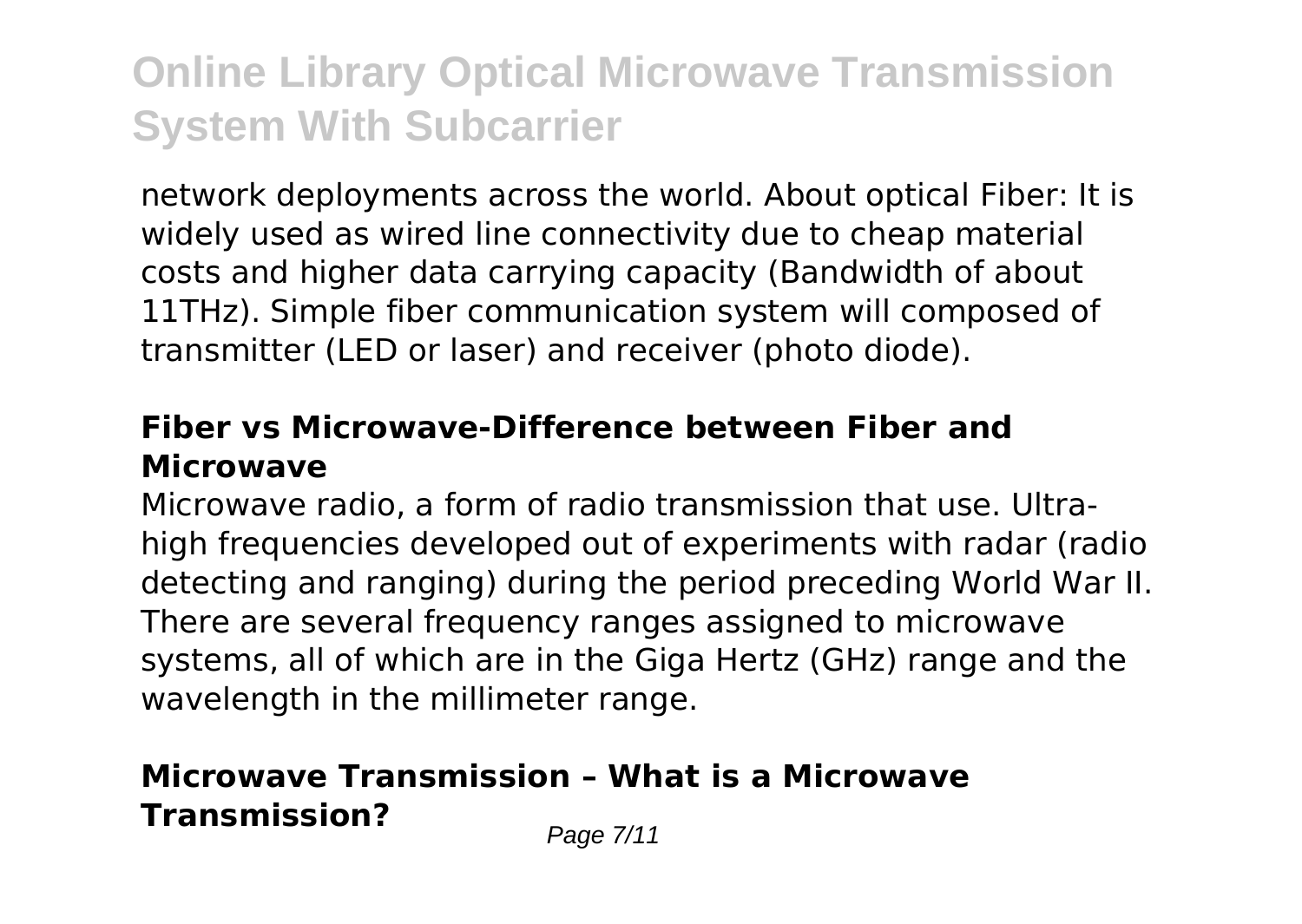network deployments across the world. About optical Fiber: It is widely used as wired line connectivity due to cheap material costs and higher data carrying capacity (Bandwidth of about 11THz). Simple fiber communication system will composed of transmitter (LED or laser) and receiver (photo diode).

### Fiber vs Microwave-Difference between Fiber and Microwave

Microwave radio, a form of radio transmission that use. Ultra-high frequencies developed out of experiments with radar (radio detecting and ranging) during the period preceding World War II. There are several frequency ranges assigned to microwave systems, all of which are in the Giga Hertz (GHz) range and the wavelength in the millimeter range.

### Microwave Transmission – What is a Microwave Transmission?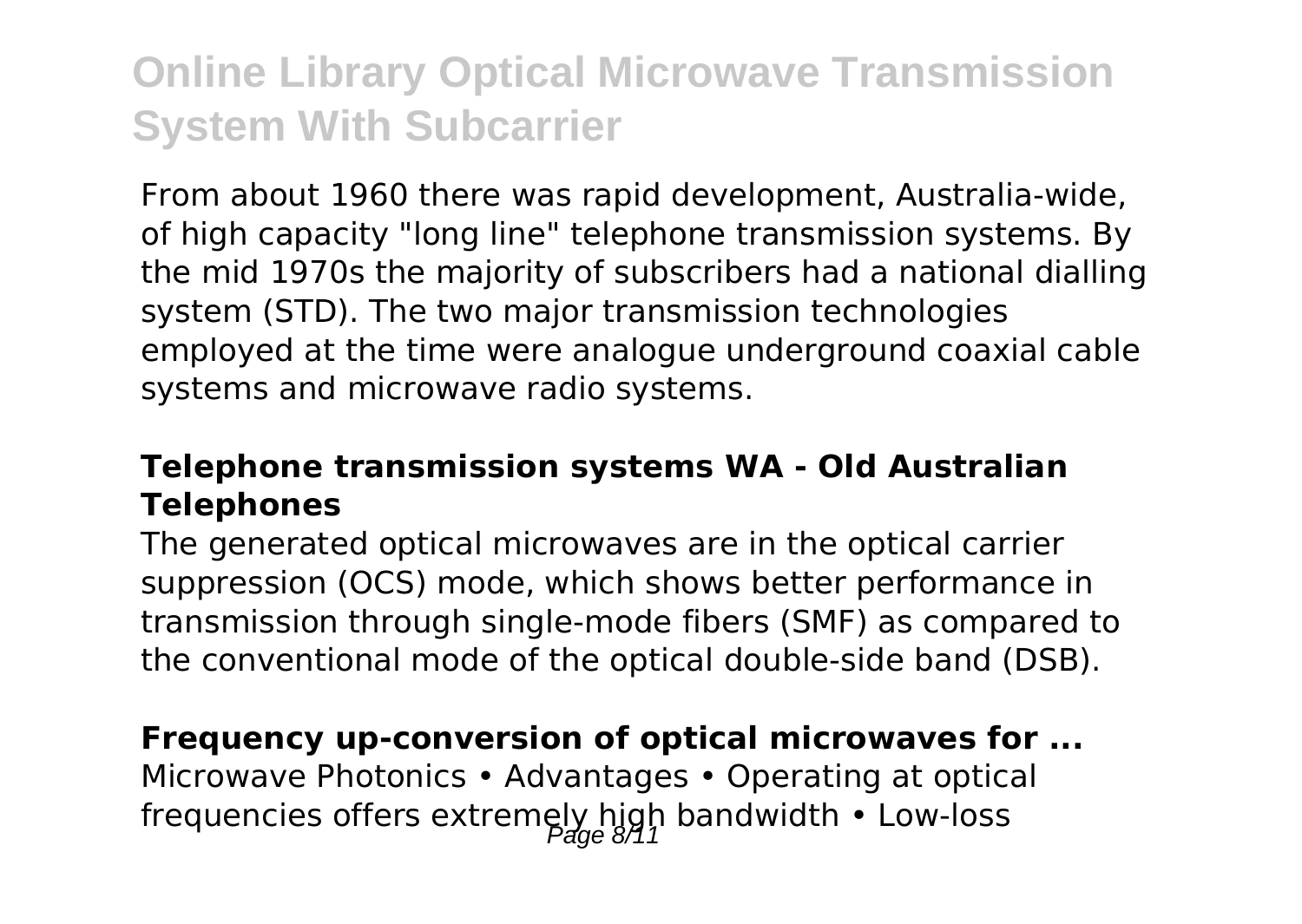From about 1960 there was rapid development, Australia-wide, of high capacity "long line" telephone transmission systems. By the mid 1970s the majority of subscribers had a national dialling system (STD). The two major transmission technologies employed at the time were analogue underground coaxial cable systems and microwave radio systems.

**Telephone transmission systems WA - Old Australian Telephones**

The generated optical microwaves are in the optical carrier suppression (OCS) mode, which shows better performance in transmission through single-mode fibers (SMF) as compared to the conventional mode of the optical double-side band (DSB).

**Frequency up-conversion of optical microwaves for ...**

Microwave Photonics • Advantages • Operating at optical frequencies offers extremely high bandwidth • Low-loss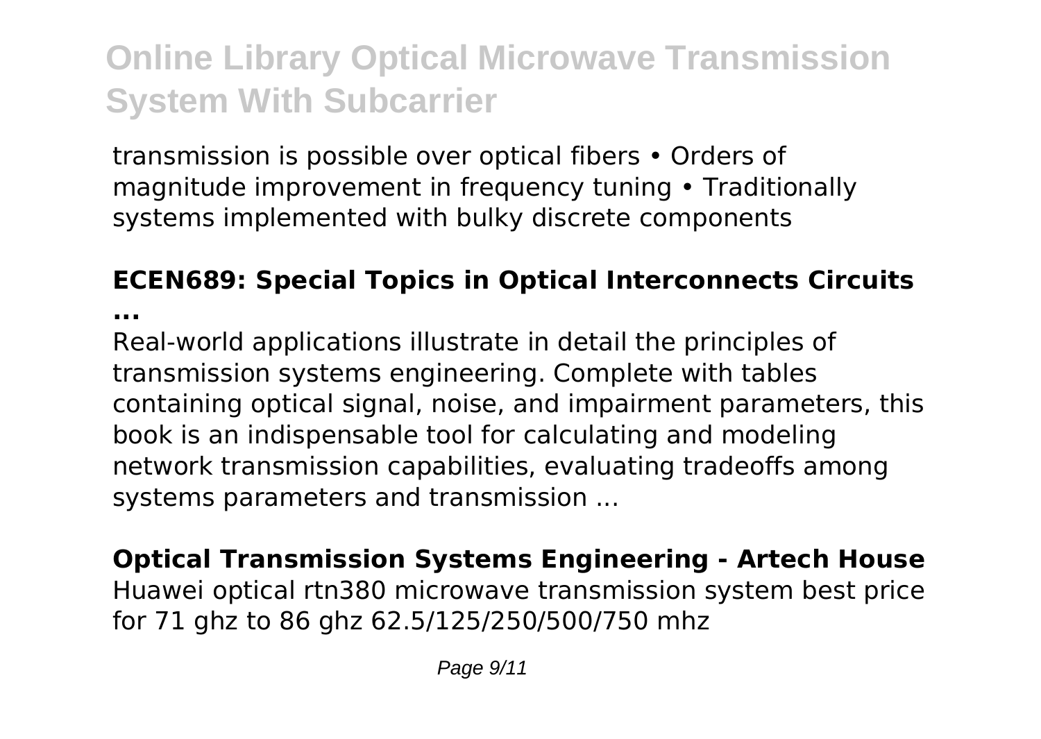transmission is possible over optical fibers • Orders of magnitude improvement in frequency tuning • Traditionally systems implemented with bulky discrete components

**ECEN689: Special Topics in Optical Interconnects Circuits ...**

Real-world applications illustrate in detail the principles of transmission systems engineering. Complete with tables containing optical signal, noise, and impairment parameters, this book is an indispensable tool for calculating and modeling network transmission capabilities, evaluating tradeoffs among systems parameters and transmission ...

**Optical Transmission Systems Engineering - Artech House**

Huawei optical rtn380 microwave transmission system best price for 71 ghz to 86 ghz 62.5/125/250/500/750 mhz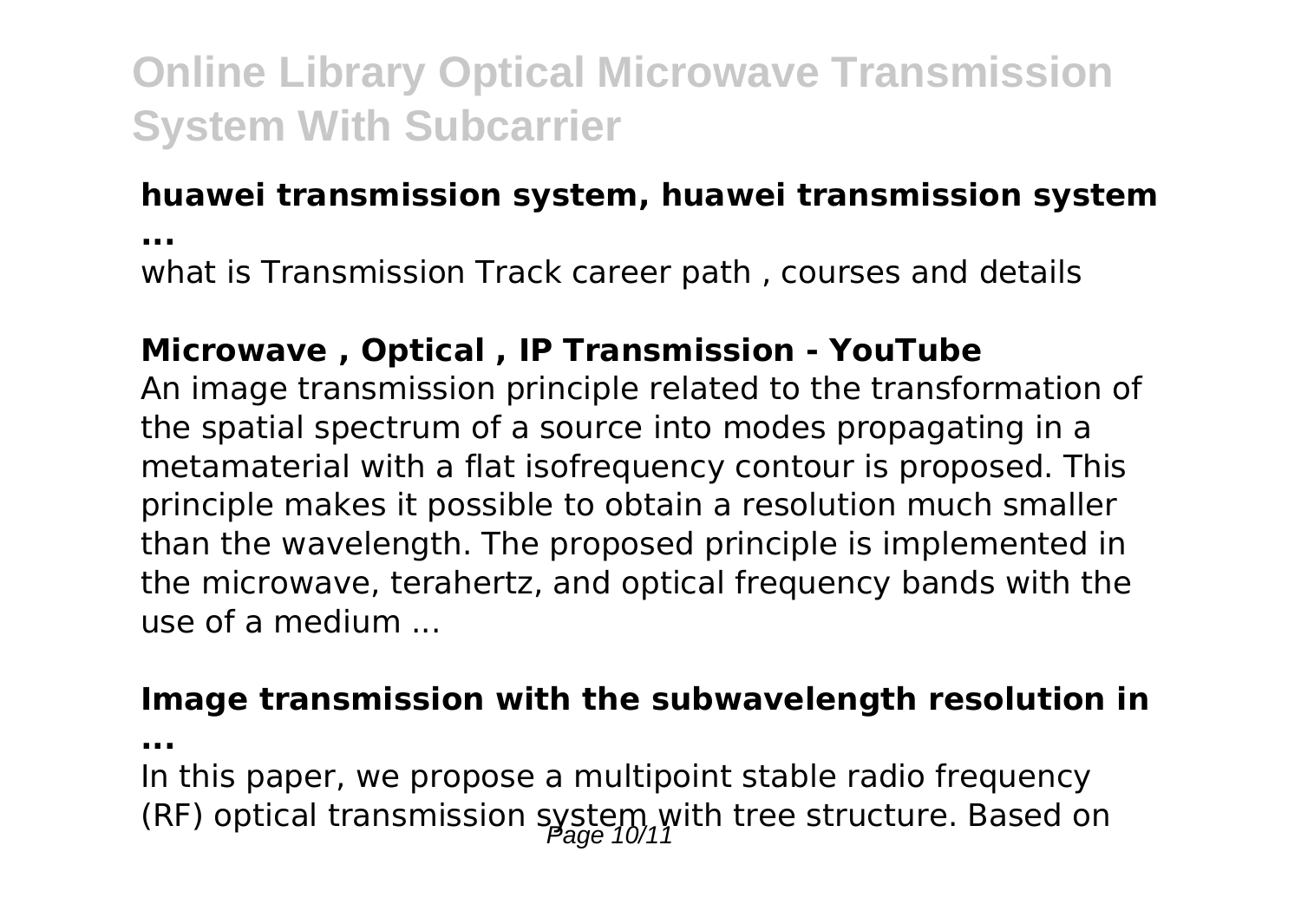**huawei transmission system, huawei transmission system ...**

what is Transmission Track career path , courses and details

**Microwave , Optical , IP Transmission - YouTube**

An image transmission principle related to the transformation of the spatial spectrum of a source into modes propagating in a metamaterial with a flat isofrequency contour is proposed. This principle makes it possible to obtain a resolution much smaller than the wavelength. The proposed principle is implemented in the microwave, terahertz, and optical frequency bands with the use of a medium ...

**Image transmission with the subwavelength resolution in ...**

In this paper, we propose a multipoint stable radio frequency (RF) optical transmission system with tree structure. Based on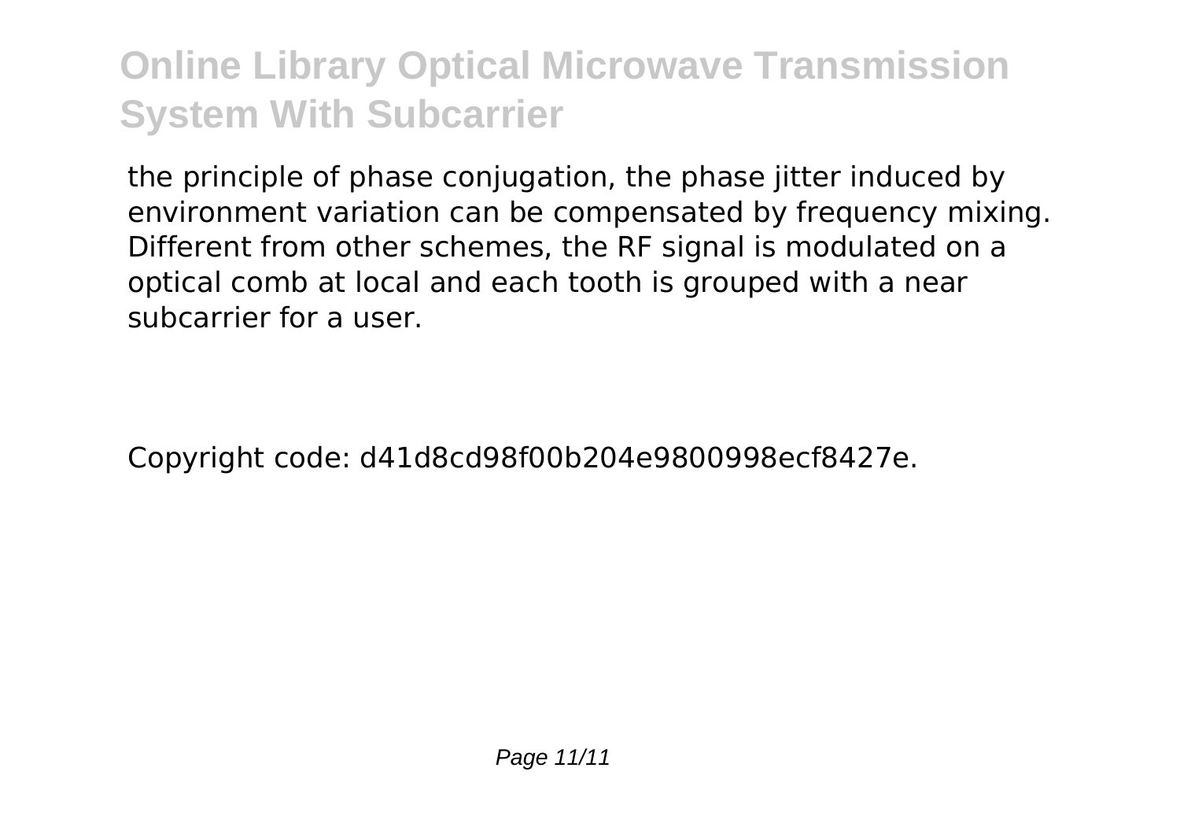the principle of phase conjugation, the phase jitter induced by environment variation can be compensated by frequency mixing. Different from other schemes, the RF signal is modulated on a optical comb at local and each tooth is grouped with a near subcarrier for a user.

Copyright code: d41d8cd98f00b204e9800998ecf8427e.